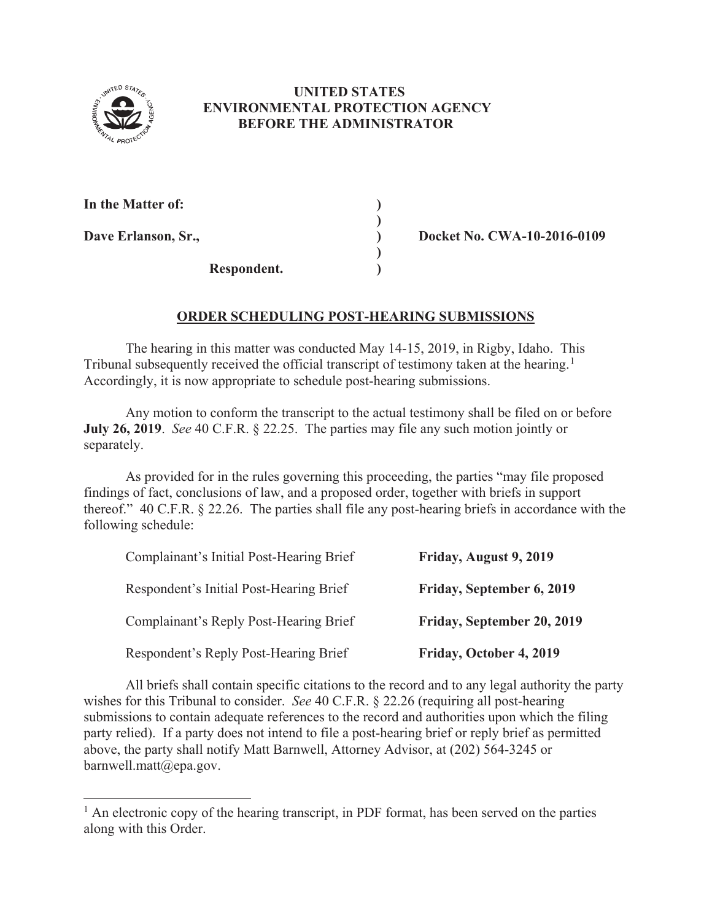**UNITED STATES**
**ENVIRONMENTAL PROTECTION AGENCY**
**BEFORE THE ADMINISTRATOR**

**In the Matter of:**

**Dave Erlanson, Sr.,** **Docket No. CWA-10-2016-0109**

**Respondent.**

## ORDER SCHEDULING POST-HEARING SUBMISSIONS

The hearing in this matter was conducted May 14-15, 2019, in Rigby, Idaho. This Tribunal subsequently received the official transcript of testimony taken at the hearing.[1] Accordingly, it is now appropriate to schedule post-hearing submissions.

Any motion to conform the transcript to the actual testimony shall be filed on or before **July 26, 2019**. *See* 40 C.F.R. § 22.25. The parties may file any such motion jointly or separately.

As provided for in the rules governing this proceeding, the parties "may file proposed findings of fact, conclusions of law, and a proposed order, together with briefs in support thereof." 40 C.F.R. § 22.26. The parties shall file any post-hearing briefs in accordance with the following schedule:

| | |
|---|---|
| Complainant's Initial Post-Hearing Brief | **Friday, August 9, 2019** |
| Respondent's Initial Post-Hearing Brief | **Friday, September 6, 2019** |
| Complainant's Reply Post-Hearing Brief | **Friday, September 20, 2019** |
| Respondent's Reply Post-Hearing Brief | **Friday, October 4, 2019** |

All briefs shall contain specific citations to the record and to any legal authority the party wishes for this Tribunal to consider. *See* 40 C.F.R. § 22.26 (requiring all post-hearing submissions to contain adequate references to the record and authorities upon which the filing party relied). If a party does not intend to file a post-hearing brief or reply brief as permitted above, the party shall notify Matt Barnwell, Attorney Advisor, at (202) 564-3245 or barnwell.matt@epa.gov.

---

[1] An electronic copy of the hearing transcript, in PDF format, has been served on the parties along with this Order.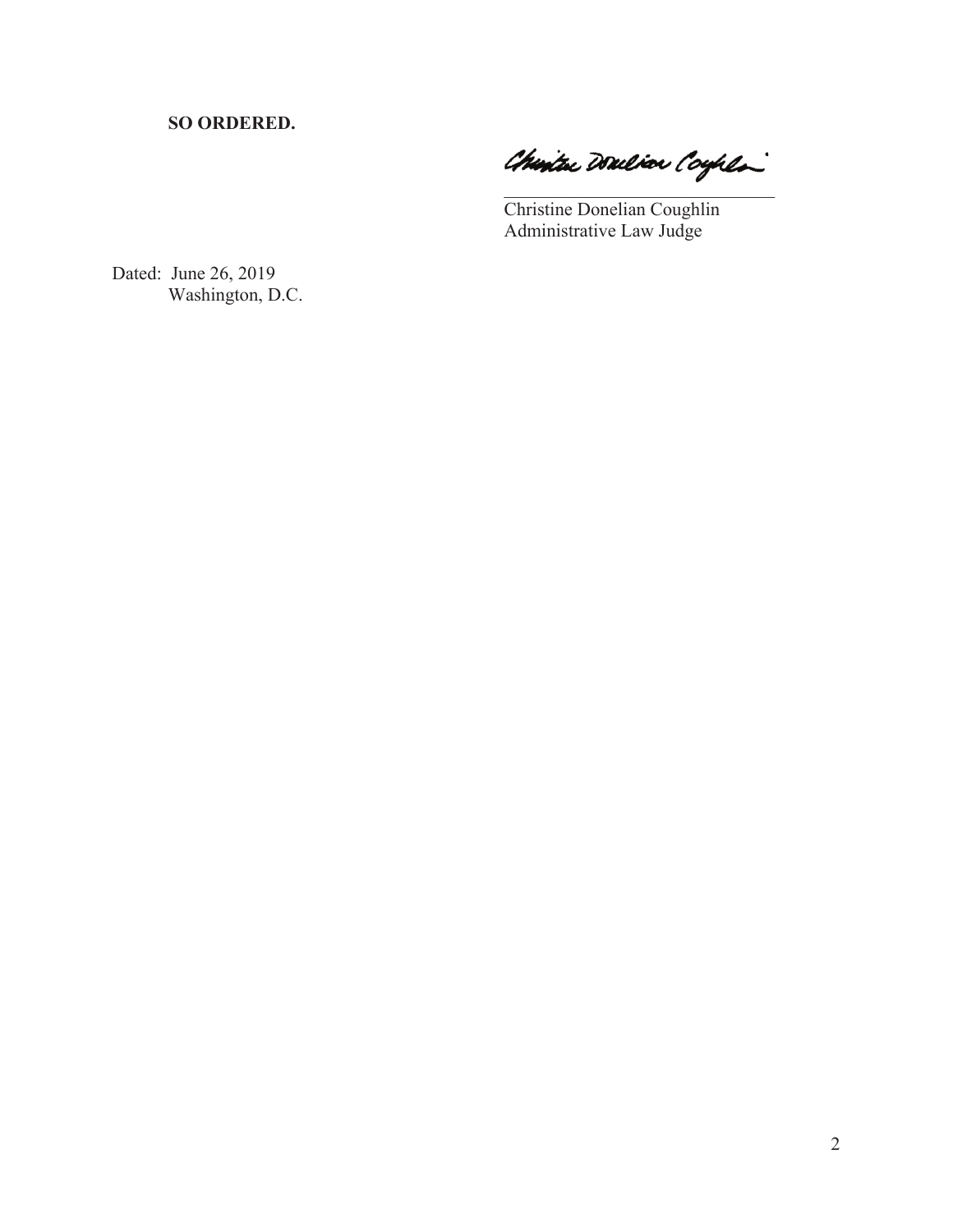**SO ORDERED.**

Christine Donelian Coughlin
Administrative Law Judge

Dated: June 26, 2019
Washington, D.C.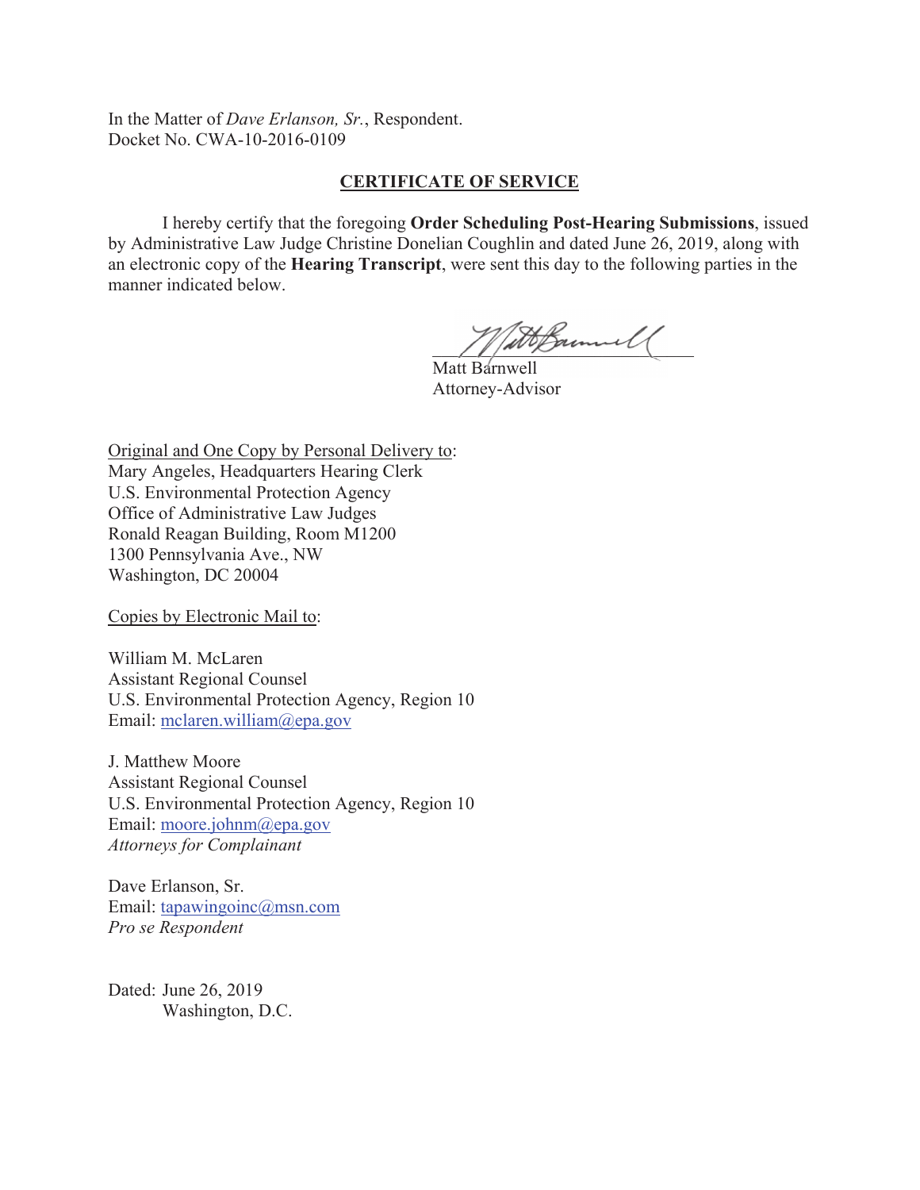In the Matter of *Dave Erlanson, Sr.*, Respondent.
Docket No. CWA-10-2016-0109

## CERTIFICATE OF SERVICE

I hereby certify that the foregoing **Order Scheduling Post-Hearing Submissions**, issued by Administrative Law Judge Christine Donelian Coughlin and dated June 26, 2019, along with an electronic copy of the **Hearing Transcript**, were sent this day to the following parties in the manner indicated below.

Matt Barnwell
Attorney-Advisor

Original and One Copy by Personal Delivery to:
Mary Angeles, Headquarters Hearing Clerk
U.S. Environmental Protection Agency
Office of Administrative Law Judges
Ronald Reagan Building, Room M1200
1300 Pennsylvania Ave., NW
Washington, DC 20004

Copies by Electronic Mail to:

William M. McLaren
Assistant Regional Counsel
U.S. Environmental Protection Agency, Region 10
Email: mclaren.william@epa.gov

J. Matthew Moore
Assistant Regional Counsel
U.S. Environmental Protection Agency, Region 10
Email: moore.johnm@epa.gov
*Attorneys for Complainant*

Dave Erlanson, Sr.
Email: tapawingoinc@msn.com
*Pro se Respondent*

Dated: June 26, 2019
Washington, D.C.